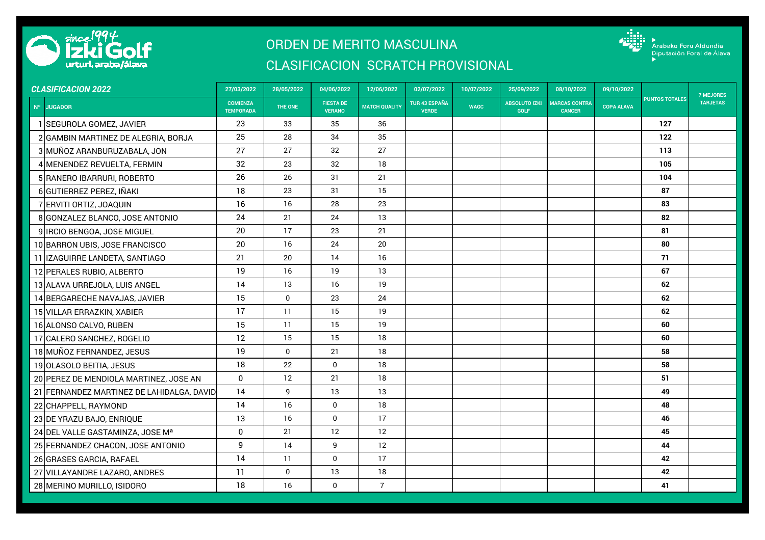since 1994 Izki Golf urturi. araba/álava

# ORDEN DE MERITO MASCULINA

# CLASIFICACION SCRATCH PROVISIONAL

Arabako Foru Aldundia
Diputación Foral de Álava

| *CLASIFICACION 2022* | | 27/03/2022 | 28/05/2022 | 04/06/2022 | 12/06/2022 | 02/07/2022 | 10/07/2022 | 25/09/2022 | 08/10/2022 | 09/10/2022 | PUNTOS TOTALES | 7 MEJORES TARJETAS |
|---|---|---|---|---|---|---|---|---|---|---|---|---|
| Nº | JUGADOR | COMIENZA TEMPORADA | THE ONE | FIESTA DE VERANO | MATCH QUALITY | TUR 43 ESPAÑA VERDE | WAGC | ABSOLUTO IZKI GOLF | MARCAS CONTRA CANCER | COPA ALAVA | | |
| 1 | SEGUROLA GOMEZ, JAVIER | 23 | 33 | 35 | 36 | | | | | | **127** | |
| 2 | GAMBIN MARTINEZ DE ALEGRIA, BORJA | 25 | 28 | 34 | 35 | | | | | | **122** | |
| 3 | MUÑOZ ARANBURUZABALA, JON | 27 | 27 | 32 | 27 | | | | | | **113** | |
| 4 | MENENDEZ REVUELTA, FERMIN | 32 | 23 | 32 | 18 | | | | | | **105** | |
| 5 | RANERO IBARRURI, ROBERTO | 26 | 26 | 31 | 21 | | | | | | **104** | |
| 6 | GUTIERREZ PEREZ, IÑAKI | 18 | 23 | 31 | 15 | | | | | | **87** | |
| 7 | ERVITI ORTIZ, JOAQUIN | 16 | 16 | 28 | 23 | | | | | | **83** | |
| 8 | GONZALEZ BLANCO, JOSE ANTONIO | 24 | 21 | 24 | 13 | | | | | | **82** | |
| 9 | IRCIO BENGOA, JOSE MIGUEL | 20 | 17 | 23 | 21 | | | | | | **81** | |
| 10 | BARRON UBIS, JOSE FRANCISCO | 20 | 16 | 24 | 20 | | | | | | **80** | |
| 11 | IZAGUIRRE LANDETA, SANTIAGO | 21 | 20 | 14 | 16 | | | | | | **71** | |
| 12 | PERALES RUBIO, ALBERTO | 19 | 16 | 19 | 13 | | | | | | **67** | |
| 13 | ALAVA URREJOLA, LUIS ANGEL | 14 | 13 | 16 | 19 | | | | | | **62** | |
| 14 | BERGARECHE NAVAJAS, JAVIER | 15 | 0 | 23 | 24 | | | | | | **62** | |
| 15 | VILLAR ERRAZKIN, XABIER | 17 | 11 | 15 | 19 | | | | | | **62** | |
| 16 | ALONSO CALVO, RUBEN | 15 | 11 | 15 | 19 | | | | | | **60** | |
| 17 | CALERO SANCHEZ, ROGELIO | 12 | 15 | 15 | 18 | | | | | | **60** | |
| 18 | MUÑOZ FERNANDEZ, JESUS | 19 | 0 | 21 | 18 | | | | | | **58** | |
| 19 | OLASOLO BEITIA, JESUS | 18 | 22 | 0 | 18 | | | | | | **58** | |
| 20 | PEREZ DE MENDIOLA MARTINEZ, JOSE AN | 0 | 12 | 21 | 18 | | | | | | **51** | |
| 21 | FERNANDEZ MARTINEZ DE LAHIDALGA, DAVID | 14 | 9 | 13 | 13 | | | | | | **49** | |
| 22 | CHAPPELL, RAYMOND | 14 | 16 | 0 | 18 | | | | | | **48** | |
| 23 | DE YRAZU BAJO, ENRIQUE | 13 | 16 | 0 | 17 | | | | | | **46** | |
| 24 | DEL VALLE GASTAMINZA, JOSE Mª | 0 | 21 | 12 | 12 | | | | | | **45** | |
| 25 | FERNANDEZ CHACON, JOSE ANTONIO | 9 | 14 | 9 | 12 | | | | | | **44** | |
| 26 | GRASES GARCIA, RAFAEL | 14 | 11 | 0 | 17 | | | | | | **42** | |
| 27 | VILLAYANDRE LAZARO, ANDRES | 11 | 0 | 13 | 18 | | | | | | **42** | |
| 28 | MERINO MURILLO, ISIDORO | 18 | 16 | 0 | 7 | | | | | | **41** | |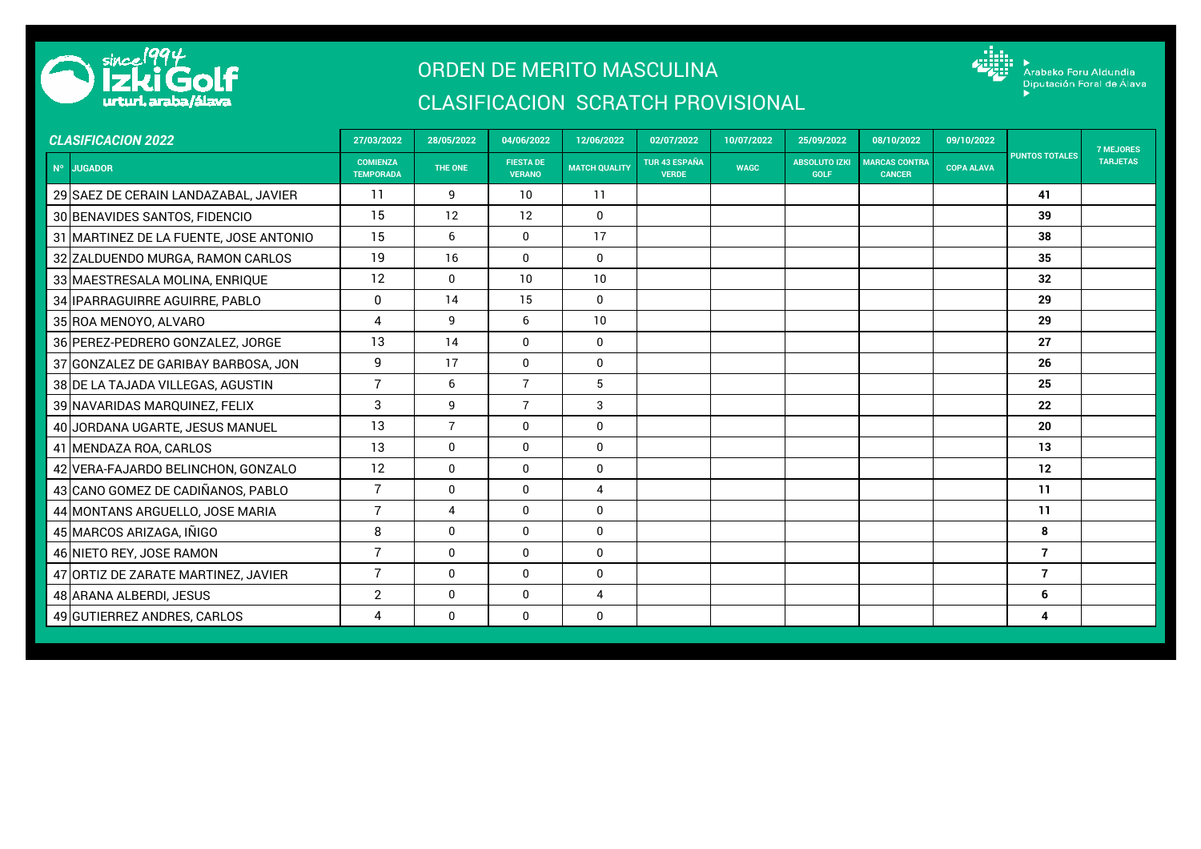# ORDEN DE MERITO MASCULINA

## CLASIFICACION SCRATCH PROVISIONAL

Arabako Foru Aldundia
Diputación Foral de Álava

| *CLASIFICACION 2022* | | 27/03/2022 | 28/05/2022 | 04/06/2022 | 12/06/2022 | 02/07/2022 | 10/07/2022 | 25/09/2022 | 08/10/2022 | 09/10/2022 | PUNTOS TOTALES | 7 MEJORES TARJETAS |
|---|---|---|---|---|---|---|---|---|---|---|---|---|
| Nº | JUGADOR | COMIENZA TEMPORADA | THE ONE | FIESTA DE VERANO | MATCH QUALITY | TUR 43 ESPAÑA VERDE | WAGC | ABSOLUTO IZKI GOLF | MARCAS CONTRA CANCER | COPA ALAVA | | |
| 29 | SAEZ DE CERAIN LANDAZABAL, JAVIER | 11 | 9 | 10 | 11 | | | | | | **41** | |
| 30 | BENAVIDES SANTOS, FIDENCIO | 15 | 12 | 12 | 0 | | | | | | **39** | |
| 31 | MARTINEZ DE LA FUENTE, JOSE ANTONIO | 15 | 6 | 0 | 17 | | | | | | **38** | |
| 32 | ZALDUENDO MURGA, RAMON CARLOS | 19 | 16 | 0 | 0 | | | | | | **35** | |
| 33 | MAESTRESALA MOLINA, ENRIQUE | 12 | 0 | 10 | 10 | | | | | | **32** | |
| 34 | IPARRAGUIRRE AGUIRRE, PABLO | 0 | 14 | 15 | 0 | | | | | | **29** | |
| 35 | ROA MENOYO, ALVARO | 4 | 9 | 6 | 10 | | | | | | **29** | |
| 36 | PEREZ-PEDRERO GONZALEZ, JORGE | 13 | 14 | 0 | 0 | | | | | | **27** | |
| 37 | GONZALEZ DE GARIBAY BARBOSA, JON | 9 | 17 | 0 | 0 | | | | | | **26** | |
| 38 | DE LA TAJADA VILLEGAS, AGUSTIN | 7 | 6 | 7 | 5 | | | | | | **25** | |
| 39 | NAVARIDAS MARQUINEZ, FELIX | 3 | 9 | 7 | 3 | | | | | | **22** | |
| 40 | JORDANA UGARTE, JESUS MANUEL | 13 | 7 | 0 | 0 | | | | | | **20** | |
| 41 | MENDAZA ROA, CARLOS | 13 | 0 | 0 | 0 | | | | | | **13** | |
| 42 | VERA-FAJARDO BELINCHON, GONZALO | 12 | 0 | 0 | 0 | | | | | | **12** | |
| 43 | CANO GOMEZ DE CADIÑANOS, PABLO | 7 | 0 | 0 | 4 | | | | | | **11** | |
| 44 | MONTANS ARGUELLO, JOSE MARIA | 7 | 4 | 0 | 0 | | | | | | **11** | |
| 45 | MARCOS ARIZAGA, IÑIGO | 8 | 0 | 0 | 0 | | | | | | **8** | |
| 46 | NIETO REY, JOSE RAMON | 7 | 0 | 0 | 0 | | | | | | **7** | |
| 47 | ORTIZ DE ZARATE MARTINEZ, JAVIER | 7 | 0 | 0 | 0 | | | | | | **7** | |
| 48 | ARANA ALBERDI, JESUS | 2 | 0 | 0 | 4 | | | | | | **6** | |
| 49 | GUTIERREZ ANDRES, CARLOS | 4 | 0 | 0 | 0 | | | | | | **4** | |